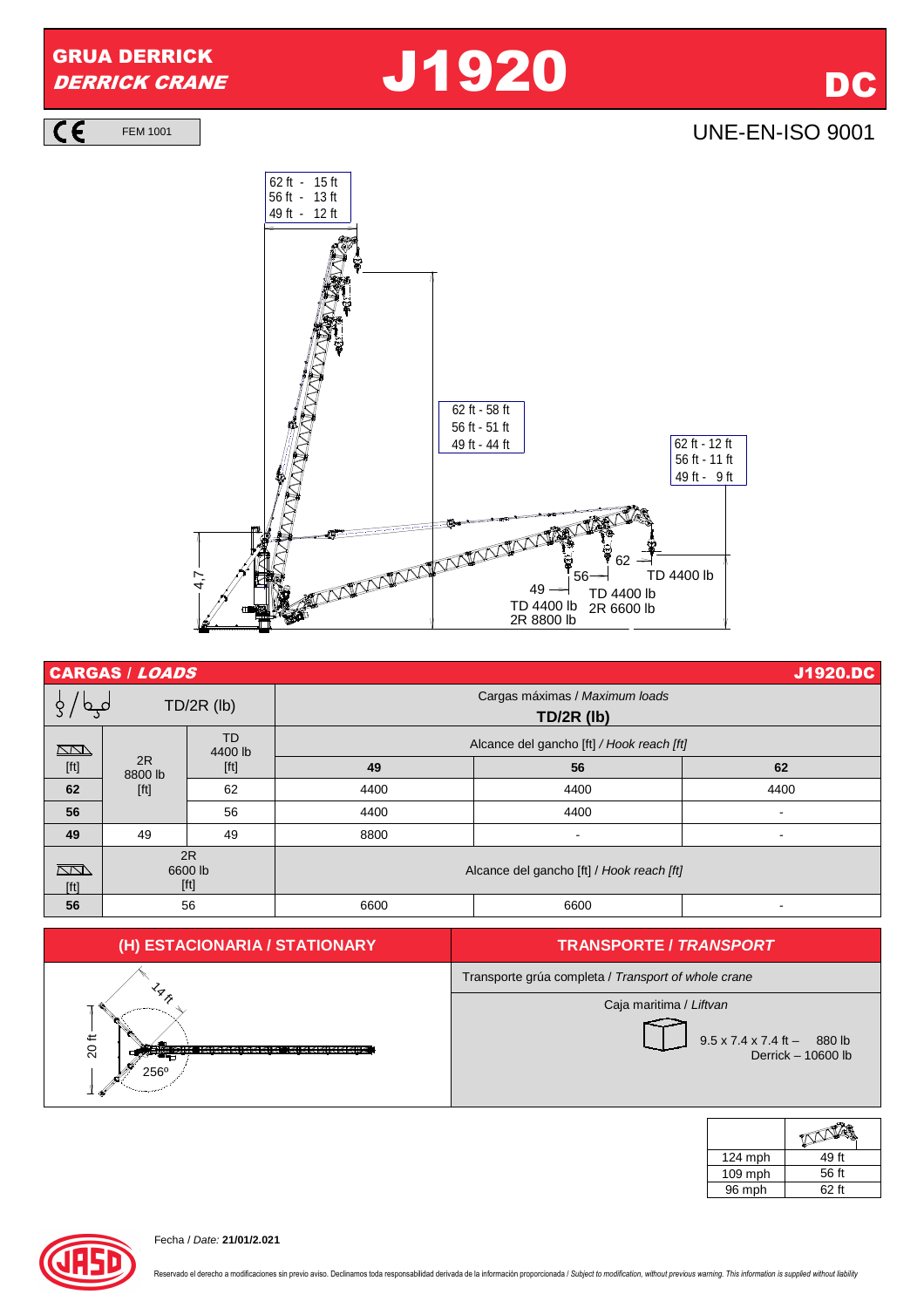# GRUA DERRICK *DERRICK CRANE*

# J1920 DC

CE FEM 1001

UNE-EN-ISO 9001

62 ft - 15 ft
56 ft - 13 ft
49 ft - 12 ft

62 ft - 58 ft
56 ft - 51 ft
49 ft - 44 ft

62 ft - 12 ft
56 ft - 11 ft
49 ft - 9 ft

4,7

49 — TD 4400 lb 2R 8800 lb

56 — TD 4400 lb 2R 6600 lb

62 — TD 4400 lb

## CARGAS / *LOADS* — J1920.DC

| | TD/2R (lb) | | Cargas máximas / *Maximum loads* TD/2R (lb) | | |
|---|---|---|---|---|---|
| [ft] | 2R 8800 lb [ft] | TD 4400 lb [ft] | Alcance del gancho [ft] / *Hook reach [ft]* | | |
| | | | **49** | **56** | **62** |
| **62** | | 62 | 4400 | 4400 | 4400 |
| **56** | | 56 | 4400 | 4400 | - |
| **49** | 49 | 49 | 8800 | - | - |
| [ft] | 2R 6600 lb [ft] | | Alcance del gancho [ft] / *Hook reach [ft]* | | |
| **56** | 56 | | 6600 | 6600 | - |

## (H) ESTACIONARIA / STATIONARY

14 ft

20 ft

256º

## TRANSPORTE / *TRANSPORT*

Transporte grúa completa / *Transport of whole crane*

Caja maritima / *Liftvan*

9.5 x 7.4 x 7.4 ft – 880 lb
Derrick – 10600 lb

| | |
|---|---|
| 124 mph | 49 ft |
| 109 mph | 56 ft |
| 96 mph | 62 ft |

Fecha / *Date:* **21/01/2.021**

Reservado el derecho a modificaciones sin previo aviso. Declinamos toda responsabilidad derivada de la información proporcionada / *Subject to modification, without previous warning. This information is supplied without liability*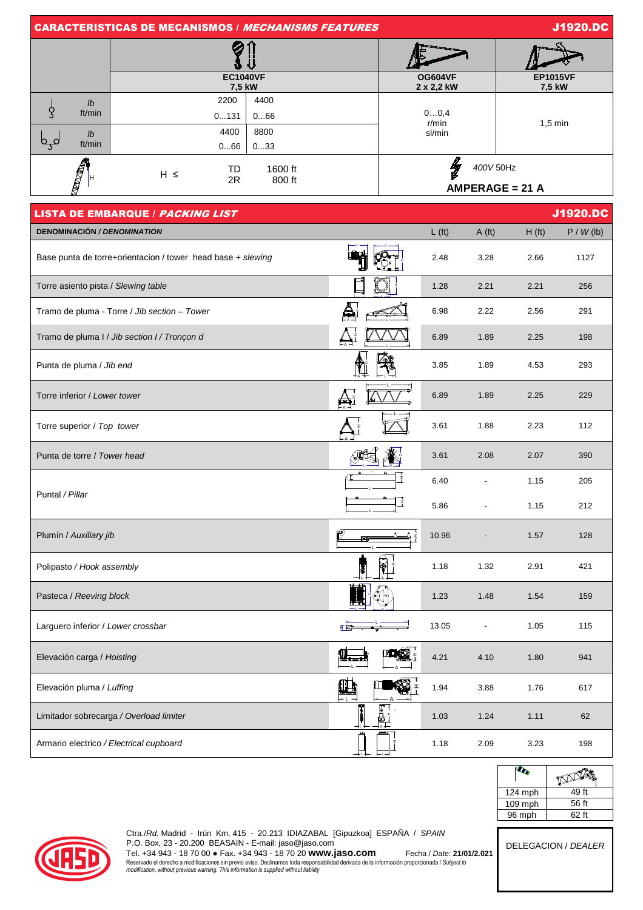## CARACTERISTICAS DE MECANISMOS / *MECHANISMS FEATURES* — J1920.DC

| | | EC1040VF 7,5 kW | | OG604VF 2 x 2,2 kW | EP1015VF 7,5 kW |
|---|---|---|---|---|---|
| lb | ft/min | 2200 | 4400 | 0…0,4 r/min sl/min | 1,5 min |
| | | 0…131 | 0…66 | | |
| lb | ft/min | 4400 | 8800 | | |
| | | 0…66 | 0…33 | | |
| H ≤ | | TD 1600 ft | 2R 800 ft | 400V 50Hz AMPERAGE = 21 A | |

## LISTA DE EMBARQUE / *PACKING LIST* — J1920.DC

| DENOMINACIÓN / *DENOMINATION* | L (ft) | A (ft) | H (ft) | P / *W* (lb) |
|---|---|---|---|---|
| Base punta de torre+orientacion / tower head base + *slewing* | 2.48 | 3.28 | 2.66 | 1127 |
| Torre asiento pista / *Slewing table* | 1.28 | 2.21 | 2.21 | 256 |
| Tramo de pluma - Torre / *Jib section – Tower* | 6.98 | 2.22 | 2.56 | 291 |
| Tramo de pluma I / *Jib section I / Tronçon d* | 6.89 | 1.89 | 2.25 | 198 |
| Punta de pluma / *Jib end* | 3.85 | 1.89 | 4.53 | 293 |
| Torre inferior / *Lower tower* | 6.89 | 1.89 | 2.25 | 229 |
| Torre superior / *Top tower* | 3.61 | 1.88 | 2.23 | 112 |
| Punta de torre / *Tower head* | 3.61 | 2.08 | 2.07 | 390 |
| Puntal / *Pillar* | 6.40 | - | 1.15 | 205 |
| | 5.86 | - | 1.15 | 212 |
| Plumín / *Auxiliary jib* | 10.96 | - | 1.57 | 128 |
| Polipasto / *Hook assembly* | 1.18 | 1.32 | 2.91 | 421 |
| Pasteca / *Reeving block* | 1.23 | 1.48 | 1.54 | 159 |
| Larguero inferior / *Lower crossbar* | 13.05 | - | 1.05 | 115 |
| Elevación carga / *Hoisting* | 4.21 | 4.10 | 1.80 | 941 |
| Elevación pluma / *Luffing* | 1.94 | 3.88 | 1.76 | 617 |
| Limitador sobrecarga / *Overload limiter* | 1.03 | 1.24 | 1.11 | 62 |
| Armario electrico / *Electrical cupboard* | 1.18 | 2.09 | 3.23 | 198 |

| | |
|---|---|
| 124 mph | 49 ft |
| 109 mph | 56 ft |
| 96 mph | 62 ft |

Ctra./*Rd.* Madrid - Irún Km. 415 - 20.213 IDIAZABAL [Gipuzkoa] ESPAÑA / *SPAIN*
P.O. Box, 23 - 20.200 BEASAIN - E-mail: jaso@jaso.com
Tel. +34 943 - 18 70 00 ● Fax. +34 943 - 18 70 20 **www.jaso.com** Fecha / *Date:* **21/01/2.021**
Reservado el derecho a modificaciones sin previo aviso. Declinamos toda responsabilidad derivada de la información proporcionada / *Subject to modification, without previous warning. This information is supplied without liability*

DELEGACION / *DEALER*